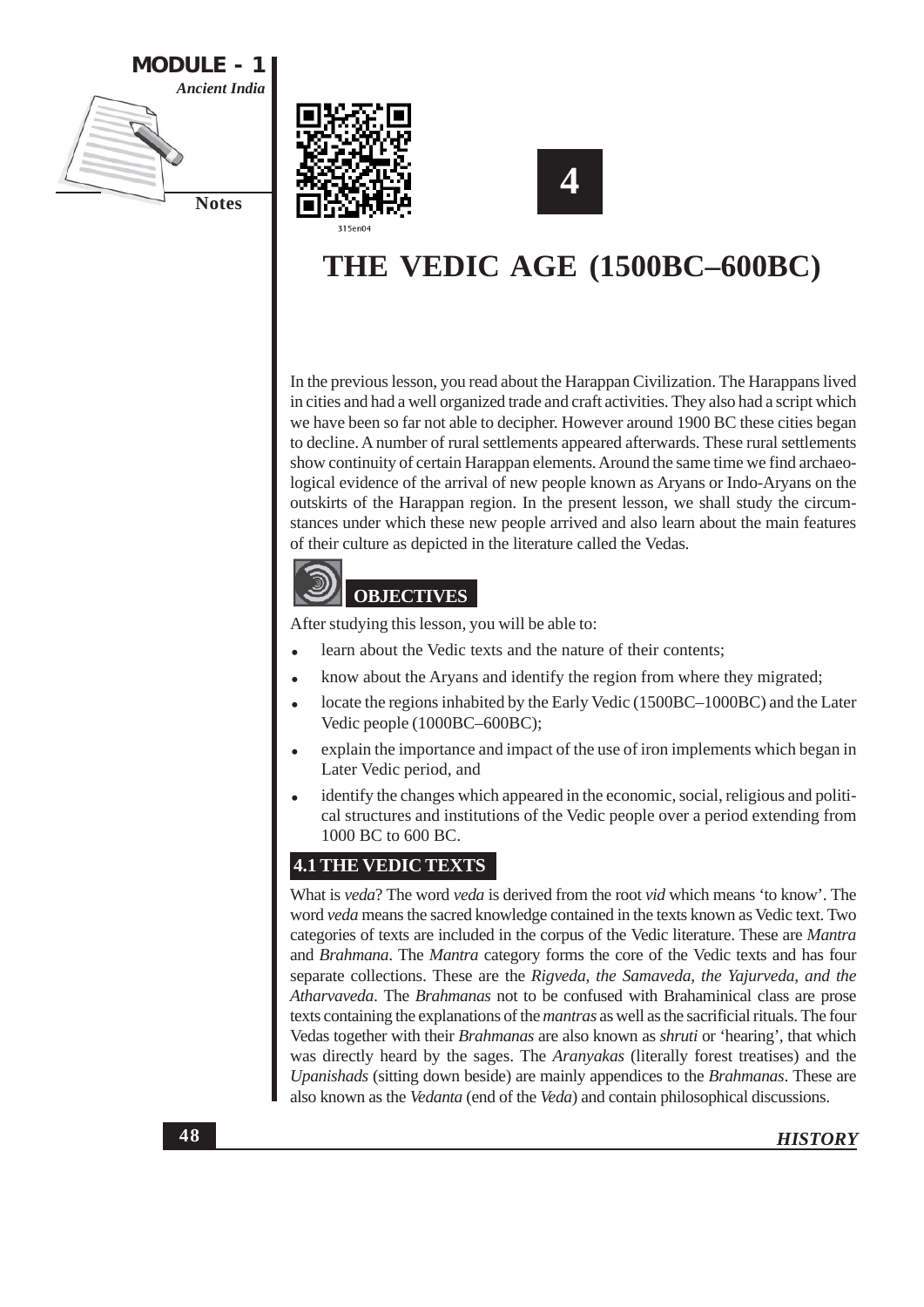# 4

# THE VEDIC AGE (1500BC–600BC)

In the previous lesson, you read about the Harappan Civilization. The Harappans lived in cities and had a well organized trade and craft activities. They also had a script which we have been so far not able to decipher. However around 1900 BC these cities began to decline. A number of rural settlements appeared afterwards. These rural settlements show continuity of certain Harappan elements. Around the same time we find archaeological evidence of the arrival of new people known as Aryans or Indo-Aryans on the outskirts of the Harappan region. In the present lesson, we shall study the circumstances under which these new people arrived and also learn about the main features of their culture as depicted in the literature called the Vedas.

## OBJECTIVES

After studying this lesson, you will be able to:

- learn about the Vedic texts and the nature of their contents;
- know about the Aryans and identify the region from where they migrated;
- locate the regions inhabited by the Early Vedic (1500BC–1000BC) and the Later Vedic people (1000BC–600BC);
- explain the importance and impact of the use of iron implements which began in Later Vedic period, and
- identify the changes which appeared in the economic, social, religious and political structures and institutions of the Vedic people over a period extending from 1000 BC to 600 BC.

## 4.1 THE VEDIC TEXTS

What is *veda*? The word *veda* is derived from the root *vid* which means 'to know'. The word *veda* means the sacred knowledge contained in the texts known as Vedic text. Two categories of texts are included in the corpus of the Vedic literature. These are *Mantra* and *Brahmana*. The *Mantra* category forms the core of the Vedic texts and has four separate collections. These are the *Rigveda, the Samaveda, the Yajurveda, and the Atharvaveda*. The *Brahmanas* not to be confused with Brahaminical class are prose texts containing the explanations of the *mantras* as well as the sacrificial rituals. The four Vedas together with their *Brahmanas* are also known as *shruti* or 'hearing', that which was directly heard by the sages. The *Aranyakas* (literally forest treatises) and the *Upanishads* (sitting down beside) are mainly appendices to the *Brahmanas*. These are also known as the *Vedanta* (end of the *Veda*) and contain philosophical discussions.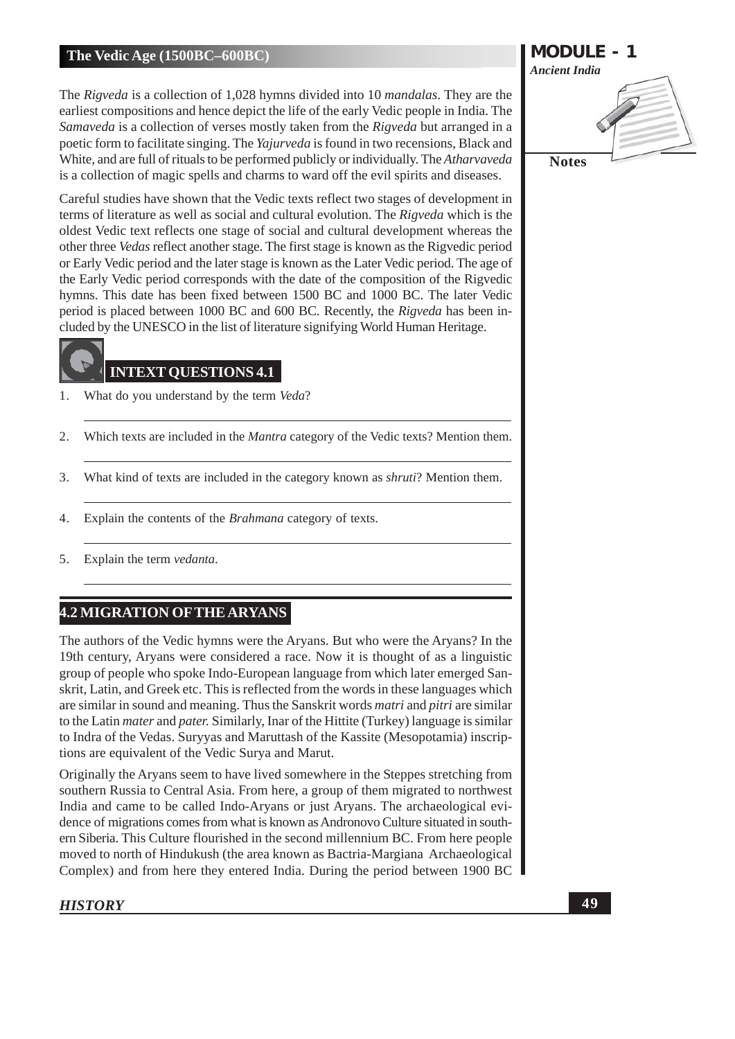The *Rigveda* is a collection of 1,028 hymns divided into 10 *mandalas*. They are the earliest compositions and hence depict the life of the early Vedic people in India. The *Samaveda* is a collection of verses mostly taken from the *Rigveda* but arranged in a poetic form to facilitate singing. The *Yajurveda* is found in two recensions, Black and White, and are full of rituals to be performed publicly or individually. The *Atharvaveda* is a collection of magic spells and charms to ward off the evil spirits and diseases.

Careful studies have shown that the Vedic texts reflect two stages of development in terms of literature as well as social and cultural evolution. The *Rigveda* which is the oldest Vedic text reflects one stage of social and cultural development whereas the other three *Vedas* reflect another stage. The first stage is known as the Rigvedic period or Early Vedic period and the later stage is known as the Later Vedic period. The age of the Early Vedic period corresponds with the date of the composition of the Rigvedic hymns. This date has been fixed between 1500 BC and 1000 BC. The later Vedic period is placed between 1000 BC and 600 BC. Recently, the *Rigveda* has been included by the UNESCO in the list of literature signifying World Human Heritage.

### INTEXT QUESTIONS 4.1

1. What do you understand by the term *Veda*?
2. Which texts are included in the *Mantra* category of the Vedic texts? Mention them.
3. What kind of texts are included in the category known as *shruti*? Mention them.
4. Explain the contents of the *Brahmana* category of texts.
5. Explain the term *vedanta*.

## 4.2 MIGRATION OF THE ARYANS

The authors of the Vedic hymns were the Aryans. But who were the Aryans? In the 19th century, Aryans were considered a race. Now it is thought of as a linguistic group of people who spoke Indo-European language from which later emerged Sanskrit, Latin, and Greek etc. This is reflected from the words in these languages which are similar in sound and meaning. Thus the Sanskrit words *matri* and *pitri* are similar to the Latin *mater* and *pater.* Similarly, Inar of the Hittite (Turkey) language is similar to Indra of the Vedas. Suryyas and Maruttash of the Kassite (Mesopotamia) inscriptions are equivalent of the Vedic Surya and Marut.

Originally the Aryans seem to have lived somewhere in the Steppes stretching from southern Russia to Central Asia. From here, a group of them migrated to northwest India and came to be called Indo-Aryans or just Aryans. The archaeological evidence of migrations comes from what is known as Andronovo Culture situated in southern Siberia. This Culture flourished in the second millennium BC. From here people moved to north of Hindukush (the area known as Bactria-Margiana Archaeological Complex) and from here they entered India. During the period between 1900 BC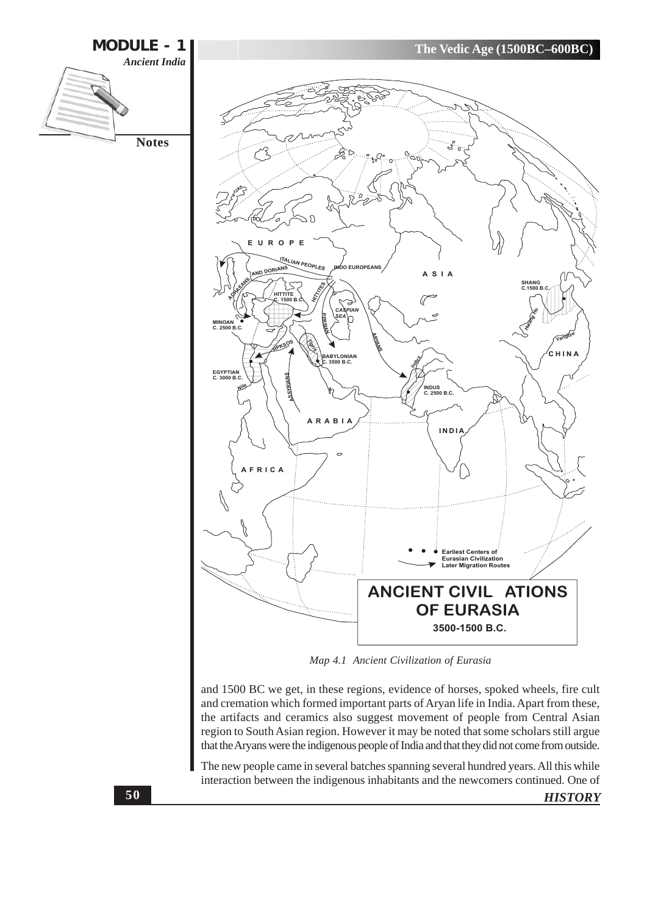Map 4.1 Ancient Civilization of Eurasia

and 1500 BC we get, in these regions, evidence of horses, spoked wheels, fire cult and cremation which formed important parts of Aryan life in India. Apart from these, the artifacts and ceramics also suggest movement of people from Central Asian region to South Asian region. However it may be noted that some scholars still argue that the Aryans were the indigenous people of India and that they did not come from outside.

The new people came in several batches spanning several hundred years. All this while interaction between the indigenous inhabitants and the newcomers continued. One of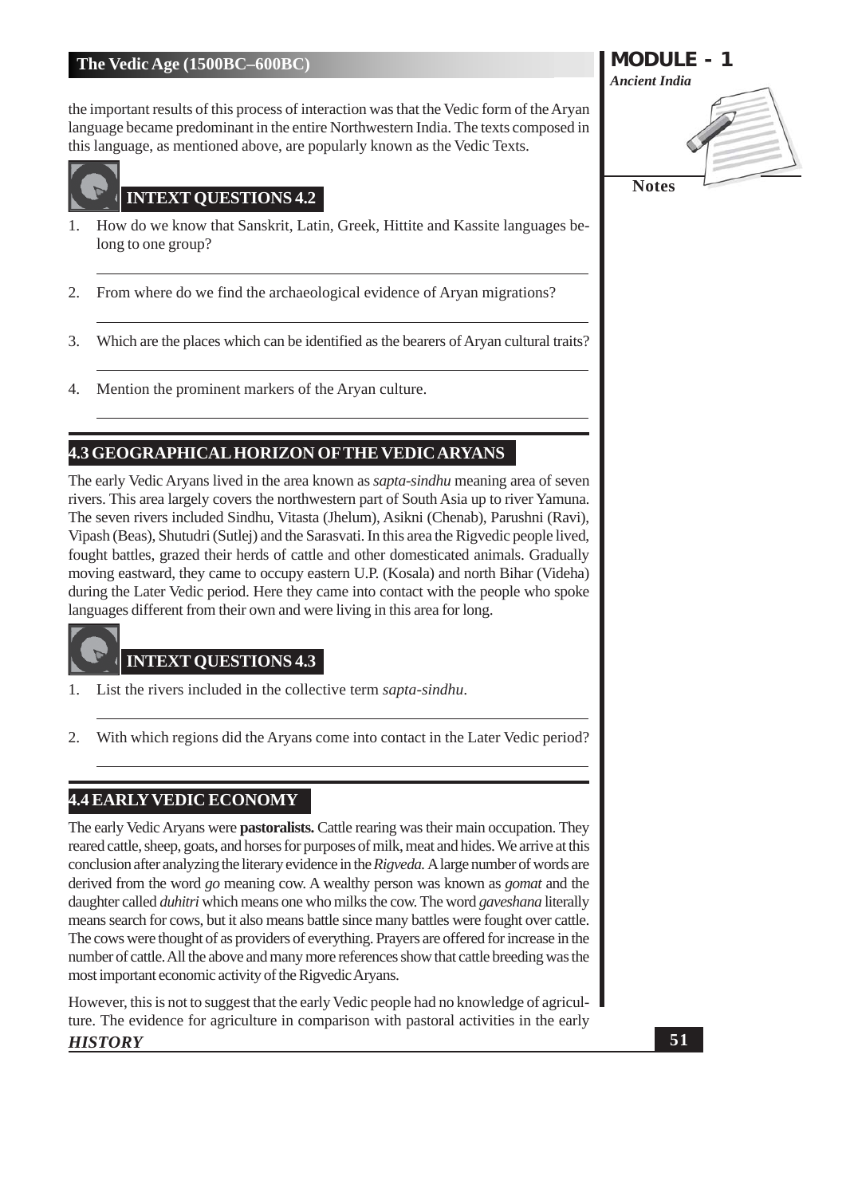the important results of this process of interaction was that the Vedic form of the Aryan language became predominant in the entire Northwestern India. The texts composed in this language, as mentioned above, are popularly known as the Vedic Texts.

### INTEXT QUESTIONS 4.2

1. How do we know that Sanskrit, Latin, Greek, Hittite and Kassite languages belong to one group?
2. From where do we find the archaeological evidence of Aryan migrations?
3. Which are the places which can be identified as the bearers of Aryan cultural traits?
4. Mention the prominent markers of the Aryan culture.

## 4.3 GEOGRAPHICAL HORIZON OF THE VEDIC ARYANS

The early Vedic Aryans lived in the area known as *sapta-sindhu* meaning area of seven rivers. This area largely covers the northwestern part of South Asia up to river Yamuna. The seven rivers included Sindhu, Vitasta (Jhelum), Asikni (Chenab), Parushni (Ravi), Vipash (Beas), Shutudri (Sutlej) and the Sarasvati. In this area the Rigvedic people lived, fought battles, grazed their herds of cattle and other domesticated animals. Gradually moving eastward, they came to occupy eastern U.P. (Kosala) and north Bihar (Videha) during the Later Vedic period. Here they came into contact with the people who spoke languages different from their own and were living in this area for long.

### INTEXT QUESTIONS 4.3

1. List the rivers included in the collective term *sapta-sindhu*.
2. With which regions did the Aryans come into contact in the Later Vedic period?

## 4.4 EARLY VEDIC ECONOMY

The early Vedic Aryans were **pastoralists.** Cattle rearing was their main occupation. They reared cattle, sheep, goats, and horses for purposes of milk, meat and hides. We arrive at this conclusion after analyzing the literary evidence in the *Rigveda.* A large number of words are derived from the word *go* meaning cow. A wealthy person was known as *gomat* and the daughter called *duhitri* which means one who milks the cow. The word *gaveshana* literally means search for cows, but it also means battle since many battles were fought over cattle. The cows were thought of as providers of everything. Prayers are offered for increase in the number of cattle. All the above and many more references show that cattle breeding was the most important economic activity of the Rigvedic Aryans.

However, this is not to suggest that the early Vedic people had no knowledge of agriculture. The evidence for agriculture in comparison with pastoral activities in the early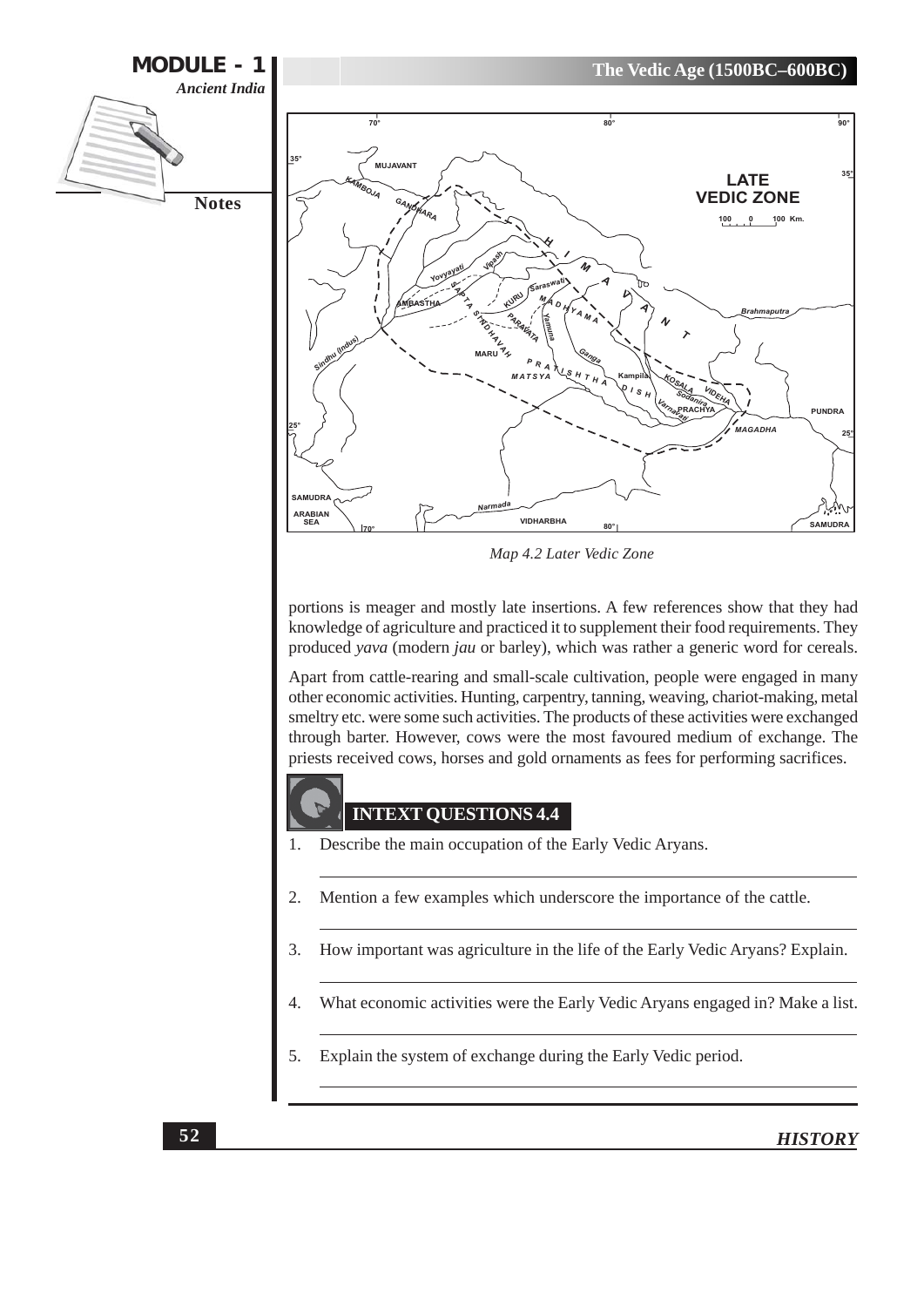Map 4.2 Later Vedic Zone

portions is meager and mostly late insertions. A few references show that they had knowledge of agriculture and practiced it to supplement their food requirements. They produced *yava* (modern *jau* or barley), which was rather a generic word for cereals.

Apart from cattle-rearing and small-scale cultivation, people were engaged in many other economic activities. Hunting, carpentry, tanning, weaving, chariot-making, metal smeltry etc. were some such activities. The products of these activities were exchanged through barter. However, cows were the most favoured medium of exchange. The priests received cows, horses and gold ornaments as fees for performing sacrifices.

## INTEXT QUESTIONS 4.4

1. Describe the main occupation of the Early Vedic Aryans.
2. Mention a few examples which underscore the importance of the cattle.
3. How important was agriculture in the life of the Early Vedic Aryans? Explain.
4. What economic activities were the Early Vedic Aryans engaged in? Make a list.
5. Explain the system of exchange during the Early Vedic period.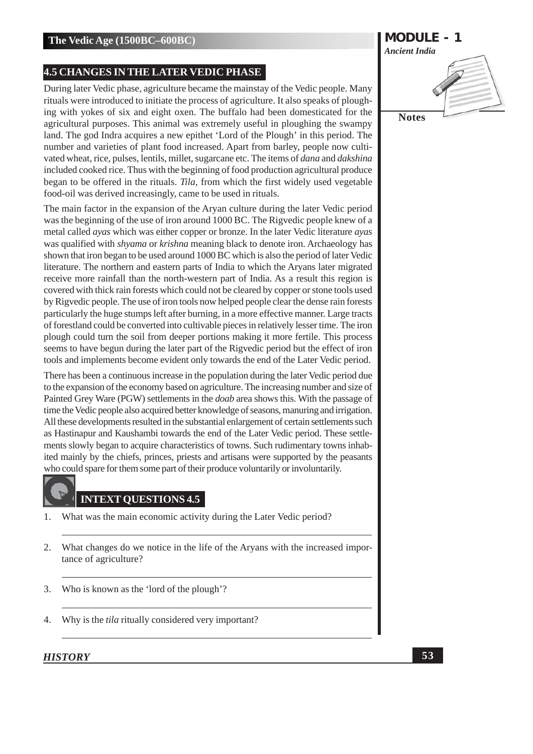## 4.5 CHANGES IN THE LATER VEDIC PHASE

During later Vedic phase, agriculture became the mainstay of the Vedic people. Many rituals were introduced to initiate the process of agriculture. It also speaks of ploughing with yokes of six and eight oxen. The buffalo had been domesticated for the agricultural purposes. This animal was extremely useful in ploughing the swampy land. The god Indra acquires a new epithet 'Lord of the Plough' in this period. The number and varieties of plant food increased. Apart from barley, people now cultivated wheat, rice, pulses, lentils, millet, sugarcane etc. The items of *dana* and *dakshina* included cooked rice. Thus with the beginning of food production agricultural produce began to be offered in the rituals. *Tila*, from which the first widely used vegetable food-oil was derived increasingly, came to be used in rituals.

The main factor in the expansion of the Aryan culture during the later Vedic period was the beginning of the use of iron around 1000 BC. The Rigvedic people knew of a metal called *ayas* which was either copper or bronze. In the later Vedic literature *ayas* was qualified with *shyama* or *krishna* meaning black to denote iron. Archaeology has shown that iron began to be used around 1000 BC which is also the period of later Vedic literature. The northern and eastern parts of India to which the Aryans later migrated receive more rainfall than the north-western part of India. As a result this region is covered with thick rain forests which could not be cleared by copper or stone tools used by Rigvedic people. The use of iron tools now helped people clear the dense rain forests particularly the huge stumps left after burning, in a more effective manner. Large tracts of forestland could be converted into cultivable pieces in relatively lesser time. The iron plough could turn the soil from deeper portions making it more fertile. This process seems to have begun during the later part of the Rigvedic period but the effect of iron tools and implements become evident only towards the end of the Later Vedic period.

There has been a continuous increase in the population during the later Vedic period due to the expansion of the economy based on agriculture. The increasing number and size of Painted Grey Ware (PGW) settlements in the *doab* area shows this. With the passage of time the Vedic people also acquired better knowledge of seasons, manuring and irrigation. All these developments resulted in the substantial enlargement of certain settlements such as Hastinapur and Kaushambi towards the end of the Later Vedic period. These settlements slowly began to acquire characteristics of towns. Such rudimentary towns inhabited mainly by the chiefs, princes, priests and artisans were supported by the peasants who could spare for them some part of their produce voluntarily or involuntarily.

### INTEXT QUESTIONS 4.5

1. What was the main economic activity during the Later Vedic period?

2. What changes do we notice in the life of the Aryans with the increased importance of agriculture?

3. Who is known as the 'lord of the plough'?

4. Why is the *tila* ritually considered very important?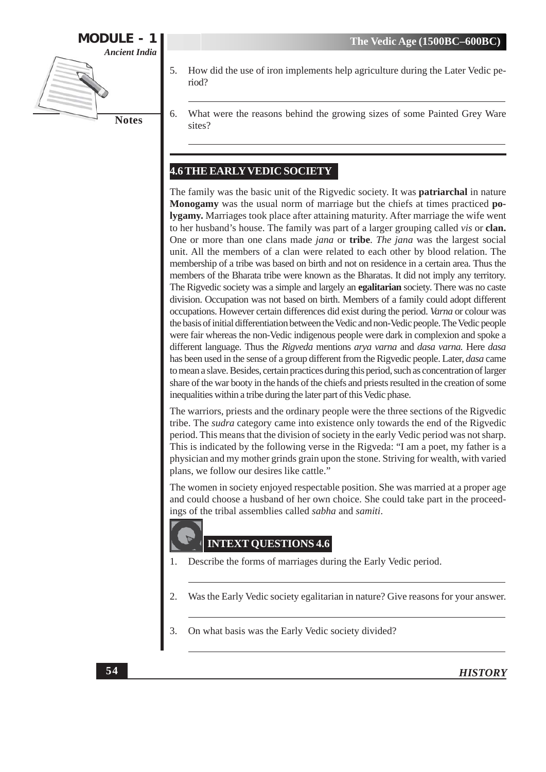5. How did the use of iron implements help agriculture during the Later Vedic period?

6. What were the reasons behind the growing sizes of some Painted Grey Ware sites?

## 4.6 THE EARLY VEDIC SOCIETY

The family was the basic unit of the Rigvedic society. It was **patriarchal** in nature **Monogamy** was the usual norm of marriage but the chiefs at times practiced **polygamy.** Marriages took place after attaining maturity. After marriage the wife went to her husband's house. The family was part of a larger grouping called *vis* or **clan.** One or more than one clans made *jana* or **tribe**. *The jana* was the largest social unit. All the members of a clan were related to each other by blood relation. The membership of a tribe was based on birth and not on residence in a certain area. Thus the members of the Bharata tribe were known as the Bharatas. It did not imply any territory. The Rigvedic society was a simple and largely an **egalitarian** society. There was no caste division. Occupation was not based on birth. Members of a family could adopt different occupations. However certain differences did exist during the period. *Varna* or colour was the basis of initial differentiation between the Vedic and non-Vedic people. The Vedic people were fair whereas the non-Vedic indigenous people were dark in complexion and spoke a different language. Thus the *Rigveda* mentions *arya varna* and *dasa varna.* Here *dasa* has been used in the sense of a group different from the Rigvedic people. Later, *dasa* came to mean a slave. Besides, certain practices during this period, such as concentration of larger share of the war booty in the hands of the chiefs and priests resulted in the creation of some inequalities within a tribe during the later part of this Vedic phase.

The warriors, priests and the ordinary people were the three sections of the Rigvedic tribe. The *sudra* category came into existence only towards the end of the Rigvedic period. This means that the division of society in the early Vedic period was not sharp. This is indicated by the following verse in the Rigveda: "I am a poet, my father is a physician and my mother grinds grain upon the stone. Striving for wealth, with varied plans, we follow our desires like cattle."

The women in society enjoyed respectable position. She was married at a proper age and could choose a husband of her own choice. She could take part in the proceedings of the tribal assemblies called *sabha* and *samiti*.

### INTEXT QUESTIONS 4.6

1. Describe the forms of marriages during the Early Vedic period.

2. Was the Early Vedic society egalitarian in nature? Give reasons for your answer.

3. On what basis was the Early Vedic society divided?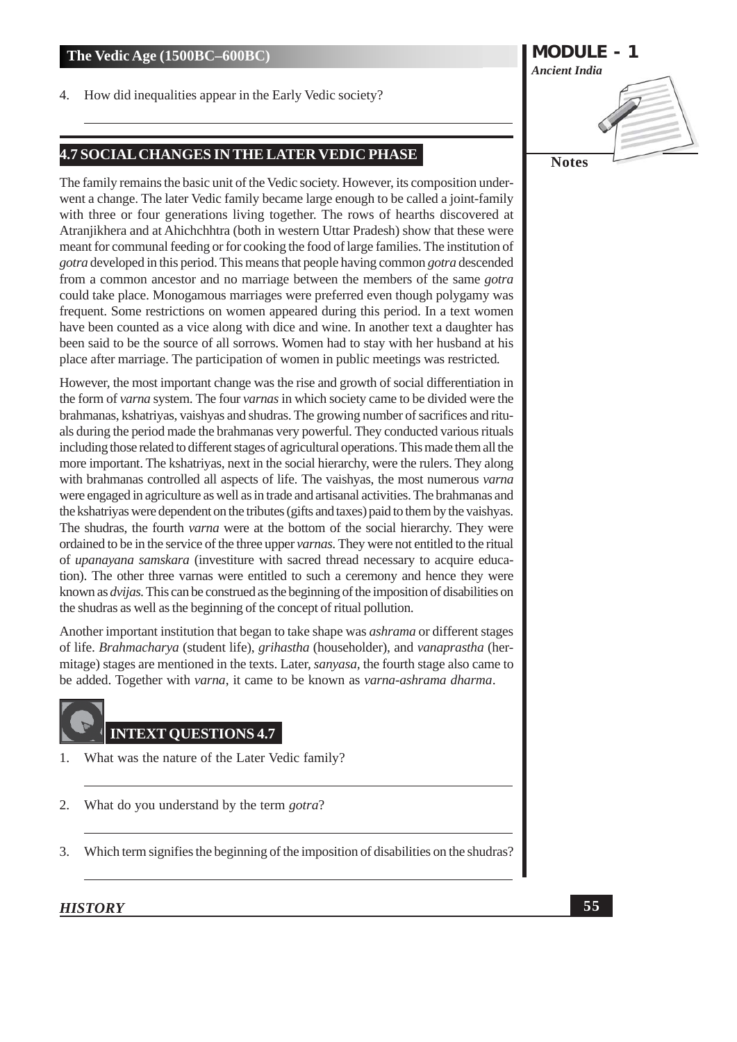4. How did inequalities appear in the Early Vedic society?

## 4.7 SOCIAL CHANGES IN THE LATER VEDIC PHASE

The family remains the basic unit of the Vedic society. However, its composition underwent a change. The later Vedic family became large enough to be called a joint-family with three or four generations living together. The rows of hearths discovered at Atranjikhera and at Ahichchhtra (both in western Uttar Pradesh) show that these were meant for communal feeding or for cooking the food of large families. The institution of *gotra* developed in this period. This means that people having common *gotra* descended from a common ancestor and no marriage between the members of the same *gotra* could take place. Monogamous marriages were preferred even though polygamy was frequent. Some restrictions on women appeared during this period. In a text women have been counted as a vice along with dice and wine. In another text a daughter has been said to be the source of all sorrows. Women had to stay with her husband at his place after marriage. The participation of women in public meetings was restricted.

However, the most important change was the rise and growth of social differentiation in the form of *varna* system. The four *varnas* in which society came to be divided were the brahmanas, kshatriyas, vaishyas and shudras. The growing number of sacrifices and rituals during the period made the brahmanas very powerful. They conducted various rituals including those related to different stages of agricultural operations. This made them all the more important. The kshatriyas, next in the social hierarchy, were the rulers. They along with brahmanas controlled all aspects of life. The vaishyas, the most numerous *varna* were engaged in agriculture as well as in trade and artisanal activities. The brahmanas and the kshatriyas were dependent on the tributes (gifts and taxes) paid to them by the vaishyas. The shudras, the fourth *varna* were at the bottom of the social hierarchy. They were ordained to be in the service of the three upper *varnas*. They were not entitled to the ritual of *upanayana samskara* (investiture with sacred thread necessary to acquire education). The other three varnas were entitled to such a ceremony and hence they were known as *dvijas*. This can be construed as the beginning of the imposition of disabilities on the shudras as well as the beginning of the concept of ritual pollution.

Another important institution that began to take shape was *ashrama* or different stages of life. *Brahmacharya* (student life), *grihastha* (householder), and *vanaprastha* (hermitage) stages are mentioned in the texts. Later, *sanyasa*, the fourth stage also came to be added. Together with *varna*, it came to be known as *varna-ashrama dharma*.

### INTEXT QUESTIONS 4.7

1. What was the nature of the Later Vedic family?

2. What do you understand by the term *gotra*?

3. Which term signifies the beginning of the imposition of disabilities on the shudras?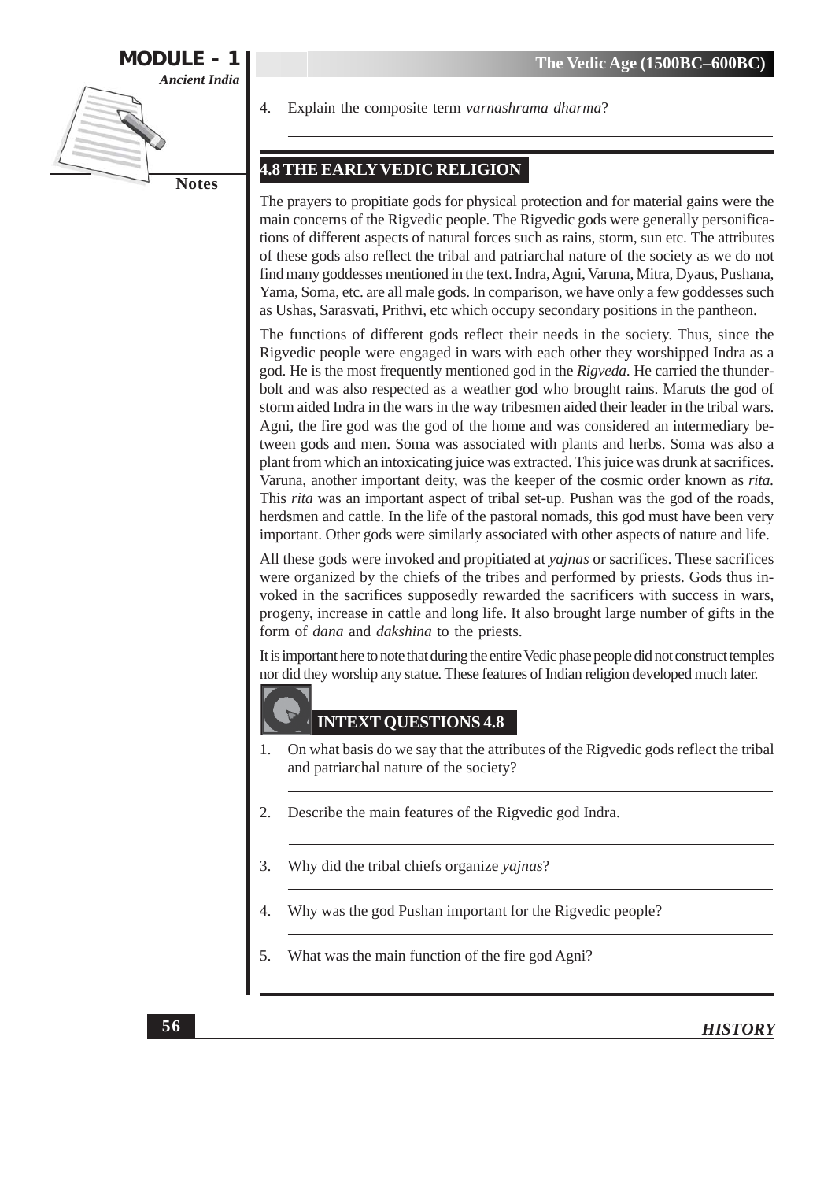4. Explain the composite term *varnashrama dharma*?

## 4.8 THE EARLY VEDIC RELIGION

The prayers to propitiate gods for physical protection and for material gains were the main concerns of the Rigvedic people. The Rigvedic gods were generally personifications of different aspects of natural forces such as rains, storm, sun etc. The attributes of these gods also reflect the tribal and patriarchal nature of the society as we do not find many goddesses mentioned in the text. Indra, Agni, Varuna, Mitra, Dyaus, Pushana, Yama, Soma, etc. are all male gods. In comparison, we have only a few goddesses such as Ushas, Sarasvati, Prithvi, etc which occupy secondary positions in the pantheon.

The functions of different gods reflect their needs in the society. Thus, since the Rigvedic people were engaged in wars with each other they worshipped Indra as a god. He is the most frequently mentioned god in the *Rigveda*. He carried the thunderbolt and was also respected as a weather god who brought rains. Maruts the god of storm aided Indra in the wars in the way tribesmen aided their leader in the tribal wars. Agni, the fire god was the god of the home and was considered an intermediary between gods and men. Soma was associated with plants and herbs. Soma was also a plant from which an intoxicating juice was extracted. This juice was drunk at sacrifices. Varuna, another important deity, was the keeper of the cosmic order known as *rita.* This *rita* was an important aspect of tribal set-up. Pushan was the god of the roads, herdsmen and cattle. In the life of the pastoral nomads, this god must have been very important. Other gods were similarly associated with other aspects of nature and life.

All these gods were invoked and propitiated at *yajnas* or sacrifices. These sacrifices were organized by the chiefs of the tribes and performed by priests. Gods thus invoked in the sacrifices supposedly rewarded the sacrificers with success in wars, progeny, increase in cattle and long life. It also brought large number of gifts in the form of *dana* and *dakshina* to the priests.

It is important here to note that during the entire Vedic phase people did not construct temples nor did they worship any statue. These features of Indian religion developed much later.

### INTEXT QUESTIONS 4.8

1. On what basis do we say that the attributes of the Rigvedic gods reflect the tribal and patriarchal nature of the society?

2. Describe the main features of the Rigvedic god Indra.

3. Why did the tribal chiefs organize *yajnas*?

4. Why was the god Pushan important for the Rigvedic people?

5. What was the main function of the fire god Agni?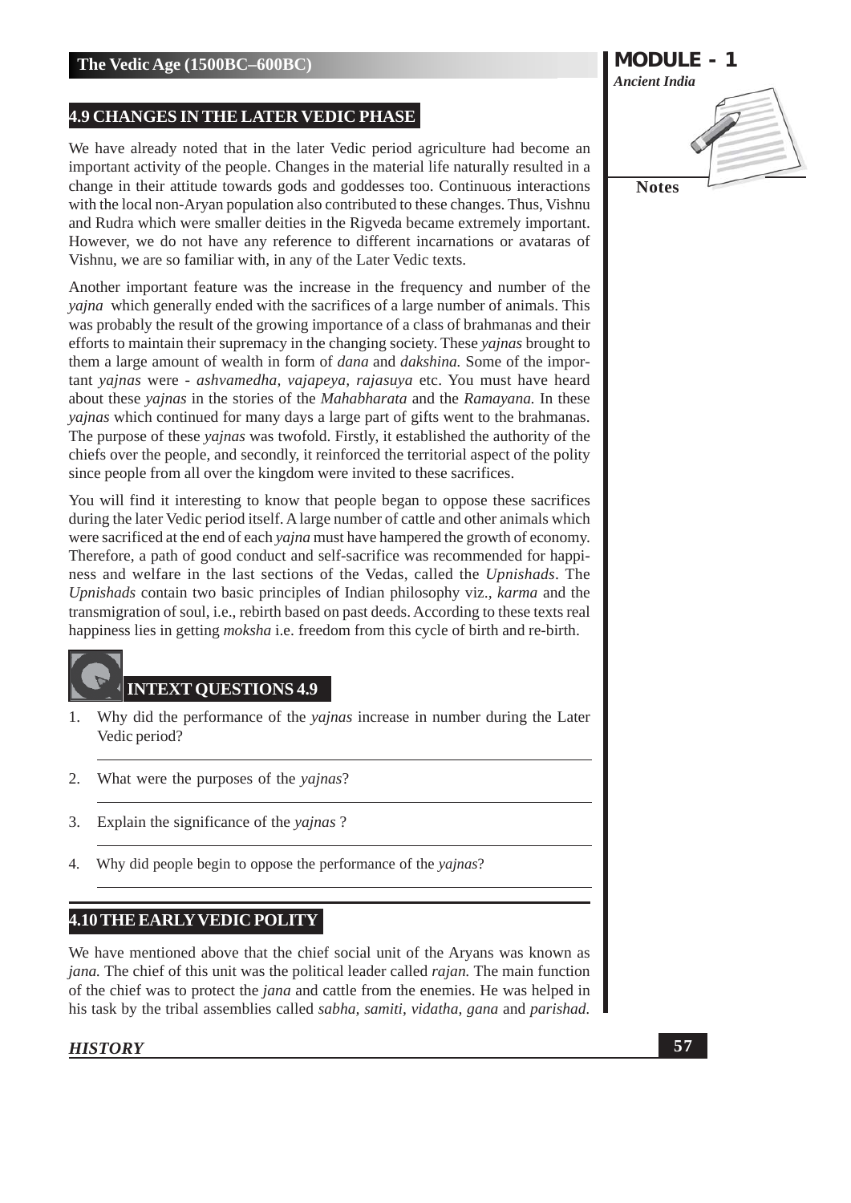## 4.9 CHANGES IN THE LATER VEDIC PHASE

We have already noted that in the later Vedic period agriculture had become an important activity of the people. Changes in the material life naturally resulted in a change in their attitude towards gods and goddesses too. Continuous interactions with the local non-Aryan population also contributed to these changes. Thus, Vishnu and Rudra which were smaller deities in the Rigveda became extremely important. However, we do not have any reference to different incarnations or avataras of Vishnu, we are so familiar with, in any of the Later Vedic texts.

Another important feature was the increase in the frequency and number of the *yajna* which generally ended with the sacrifices of a large number of animals. This was probably the result of the growing importance of a class of brahmanas and their efforts to maintain their supremacy in the changing society. These *yajnas* brought to them a large amount of wealth in form of *dana* and *dakshina.* Some of the important *yajnas* were - *ashvamedha, vajapeya, rajasuya* etc. You must have heard about these *yajnas* in the stories of the *Mahabharata* and the *Ramayana.* In these *yajnas* which continued for many days a large part of gifts went to the brahmanas. The purpose of these *yajnas* was twofold. Firstly, it established the authority of the chiefs over the people, and secondly, it reinforced the territorial aspect of the polity since people from all over the kingdom were invited to these sacrifices.

You will find it interesting to know that people began to oppose these sacrifices during the later Vedic period itself. A large number of cattle and other animals which were sacrificed at the end of each *yajna* must have hampered the growth of economy. Therefore, a path of good conduct and self-sacrifice was recommended for happiness and welfare in the last sections of the Vedas, called the *Upnishads*. The *Upnishads* contain two basic principles of Indian philosophy viz., *karma* and the transmigration of soul, i.e., rebirth based on past deeds. According to these texts real happiness lies in getting *moksha* i.e. freedom from this cycle of birth and re-birth.

### INTEXT QUESTIONS 4.9

1. Why did the performance of the *yajnas* increase in number during the Later Vedic period?
2. What were the purposes of the *yajnas*?
3. Explain the significance of the *yajnas* ?
4. Why did people begin to oppose the performance of the *yajnas*?

## 4.10 THE EARLY VEDIC POLITY

We have mentioned above that the chief social unit of the Aryans was known as *jana.* The chief of this unit was the political leader called *rajan.* The main function of the chief was to protect the *jana* and cattle from the enemies. He was helped in his task by the tribal assemblies called *sabha, samiti, vidatha, gana* and *parishad.*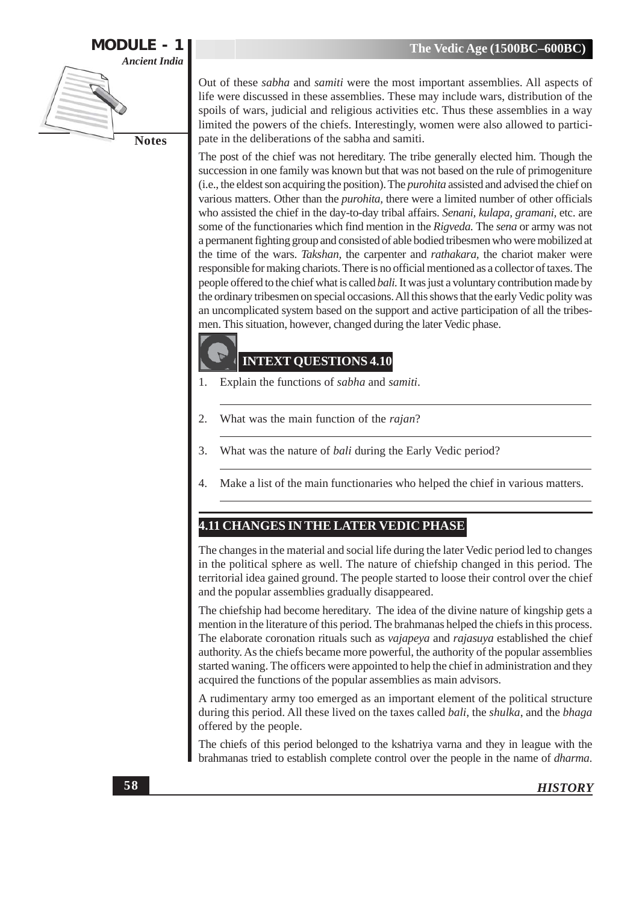Out of these *sabha* and *samiti* were the most important assemblies. All aspects of life were discussed in these assemblies. These may include wars, distribution of the spoils of wars, judicial and religious activities etc. Thus these assemblies in a way limited the powers of the chiefs. Interestingly, women were also allowed to participate in the deliberations of the sabha and samiti.

The post of the chief was not hereditary. The tribe generally elected him. Though the succession in one family was known but that was not based on the rule of primogeniture (i.e., the eldest son acquiring the position). The *purohita* assisted and advised the chief on various matters. Other than the *purohita*, there were a limited number of other officials who assisted the chief in the day-to-day tribal affairs. *Senani, kulapa, gramani*, etc. are some of the functionaries which find mention in the *Rigveda*. The *sena* or army was not a permanent fighting group and consisted of able bodied tribesmen who were mobilized at the time of the wars. *Takshan*, the carpenter and *rathakara*, the chariot maker were responsible for making chariots. There is no official mentioned as a collector of taxes. The people offered to the chief what is called *bali*. It was just a voluntary contribution made by the ordinary tribesmen on special occasions. All this shows that the early Vedic polity was an uncomplicated system based on the support and active participation of all the tribesmen. This situation, however, changed during the later Vedic phase.

## INTEXT QUESTIONS 4.10

1. Explain the functions of *sabha* and *samiti*.
2. What was the main function of the *rajan*?
3. What was the nature of *bali* during the Early Vedic period?
4. Make a list of the main functionaries who helped the chief in various matters.

## 4.11 CHANGES IN THE LATER VEDIC PHASE

The changes in the material and social life during the later Vedic period led to changes in the political sphere as well. The nature of chiefship changed in this period. The territorial idea gained ground. The people started to loose their control over the chief and the popular assemblies gradually disappeared.

The chiefship had become hereditary. The idea of the divine nature of kingship gets a mention in the literature of this period. The brahmanas helped the chiefs in this process. The elaborate coronation rituals such as *vajapeya* and *rajasuya* established the chief authority. As the chiefs became more powerful, the authority of the popular assemblies started waning. The officers were appointed to help the chief in administration and they acquired the functions of the popular assemblies as main advisors.

A rudimentary army too emerged as an important element of the political structure during this period. All these lived on the taxes called *bali*, the *shulka*, and the *bhaga* offered by the people.

The chiefs of this period belonged to the kshatriya varna and they in league with the brahmanas tried to establish complete control over the people in the name of *dharma*.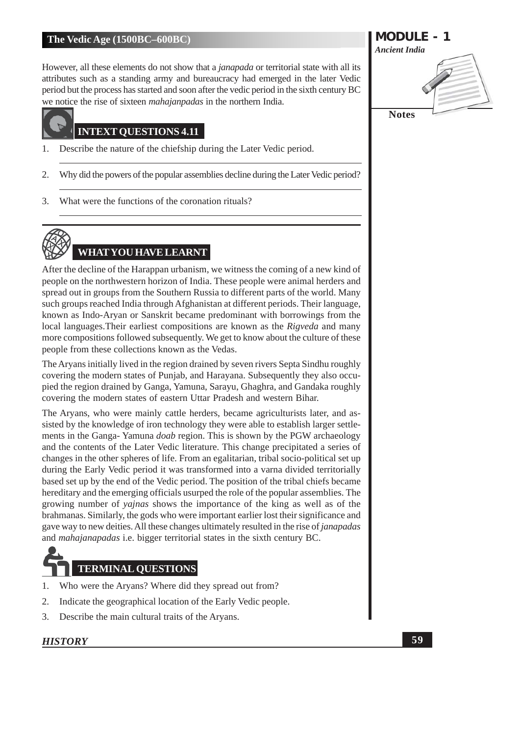However, all these elements do not show that a *janapada* or territorial state with all its attributes such as a standing army and bureaucracy had emerged in the later Vedic period but the process has started and soon after the vedic period in the sixth century BC we notice the rise of sixteen *mahajanpadas* in the northern India.

## INTEXT QUESTIONS 4.11

1. Describe the nature of the chiefship during the Later Vedic period.

2. Why did the powers of the popular assemblies decline during the Later Vedic period?

3. What were the functions of the coronation rituals?

## WHAT YOU HAVE LEARNT

After the decline of the Harappan urbanism, we witness the coming of a new kind of people on the northwestern horizon of India. These people were animal herders and spread out in groups from the Southern Russia to different parts of the world. Many such groups reached India through Afghanistan at different periods. Their language, known as Indo-Aryan or Sanskrit became predominant with borrowings from the local languages.Their earliest compositions are known as the *Rigveda* and many more compositions followed subsequently. We get to know about the culture of these people from these collections known as the Vedas.

The Aryans initially lived in the region drained by seven rivers Septa Sindhu roughly covering the modern states of Punjab, and Harayana. Subsequently they also occupied the region drained by Ganga, Yamuna, Sarayu, Ghaghra, and Gandaka roughly covering the modern states of eastern Uttar Pradesh and western Bihar.

The Aryans, who were mainly cattle herders, became agriculturists later, and assisted by the knowledge of iron technology they were able to establish larger settlements in the Ganga- Yamuna *doab* region. This is shown by the PGW archaeology and the contents of the Later Vedic literature. This change precipitated a series of changes in the other spheres of life. From an egalitarian, tribal socio-political set up during the Early Vedic period it was transformed into a varna divided territorially based set up by the end of the Vedic period. The position of the tribal chiefs became hereditary and the emerging officials usurped the role of the popular assemblies. The growing number of *yajnas* shows the importance of the king as well as of the brahmanas. Similarly, the gods who were important earlier lost their significance and gave way to new deities. All these changes ultimately resulted in the rise of *janapadas* and *mahajanapadas* i.e. bigger territorial states in the sixth century BC.

## TERMINAL QUESTIONS

1. Who were the Aryans? Where did they spread out from?
2. Indicate the geographical location of the Early Vedic people.
3. Describe the main cultural traits of the Aryans.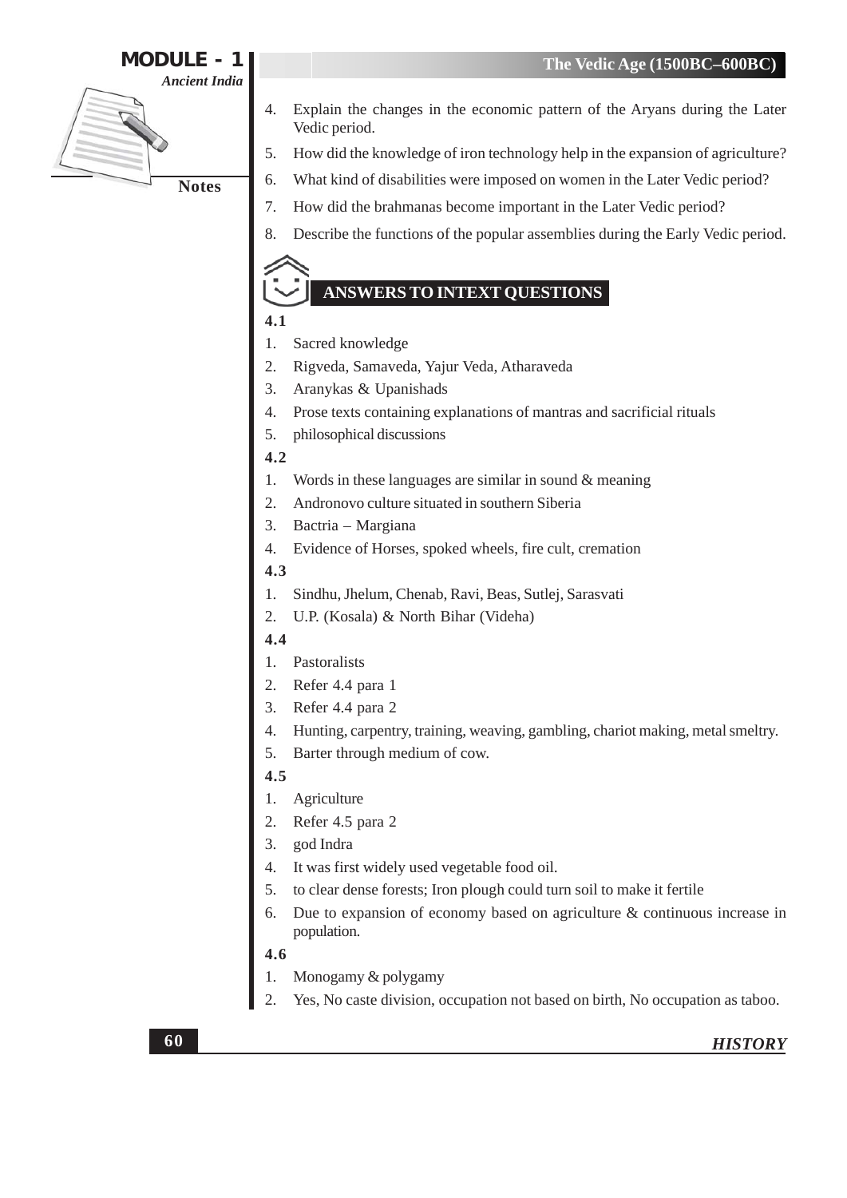4. Explain the changes in the economic pattern of the Aryans during the Later Vedic period.
5. How did the knowledge of iron technology help in the expansion of agriculture?
6. What kind of disabilities were imposed on women in the Later Vedic period?
7. How did the brahmanas become important in the Later Vedic period?
8. Describe the functions of the popular assemblies during the Early Vedic period.

## ANSWERS TO INTEXT QUESTIONS

**4.1**

1. Sacred knowledge
2. Rigveda, Samaveda, Yajur Veda, Atharaveda
3. Aranykas & Upanishads
4. Prose texts containing explanations of mantras and sacrificial rituals
5. philosophical discussions

**4.2**

1. Words in these languages are similar in sound & meaning
2. Andronovo culture situated in southern Siberia
3. Bactria – Margiana
4. Evidence of Horses, spoked wheels, fire cult, cremation

**4.3**

1. Sindhu, Jhelum, Chenab, Ravi, Beas, Sutlej, Sarasvati
2. U.P. (Kosala) & North Bihar (Videha)

**4.4**

1. Pastoralists
2. Refer 4.4 para 1
3. Refer 4.4 para 2
4. Hunting, carpentry, training, weaving, gambling, chariot making, metal smeltry.
5. Barter through medium of cow.

**4.5**

1. Agriculture
2. Refer 4.5 para 2
3. god Indra
4. It was first widely used vegetable food oil.
5. to clear dense forests; Iron plough could turn soil to make it fertile
6. Due to expansion of economy based on agriculture & continuous increase in population.

**4.6**

1. Monogamy & polygamy
2. Yes, No caste division, occupation not based on birth, No occupation as taboo.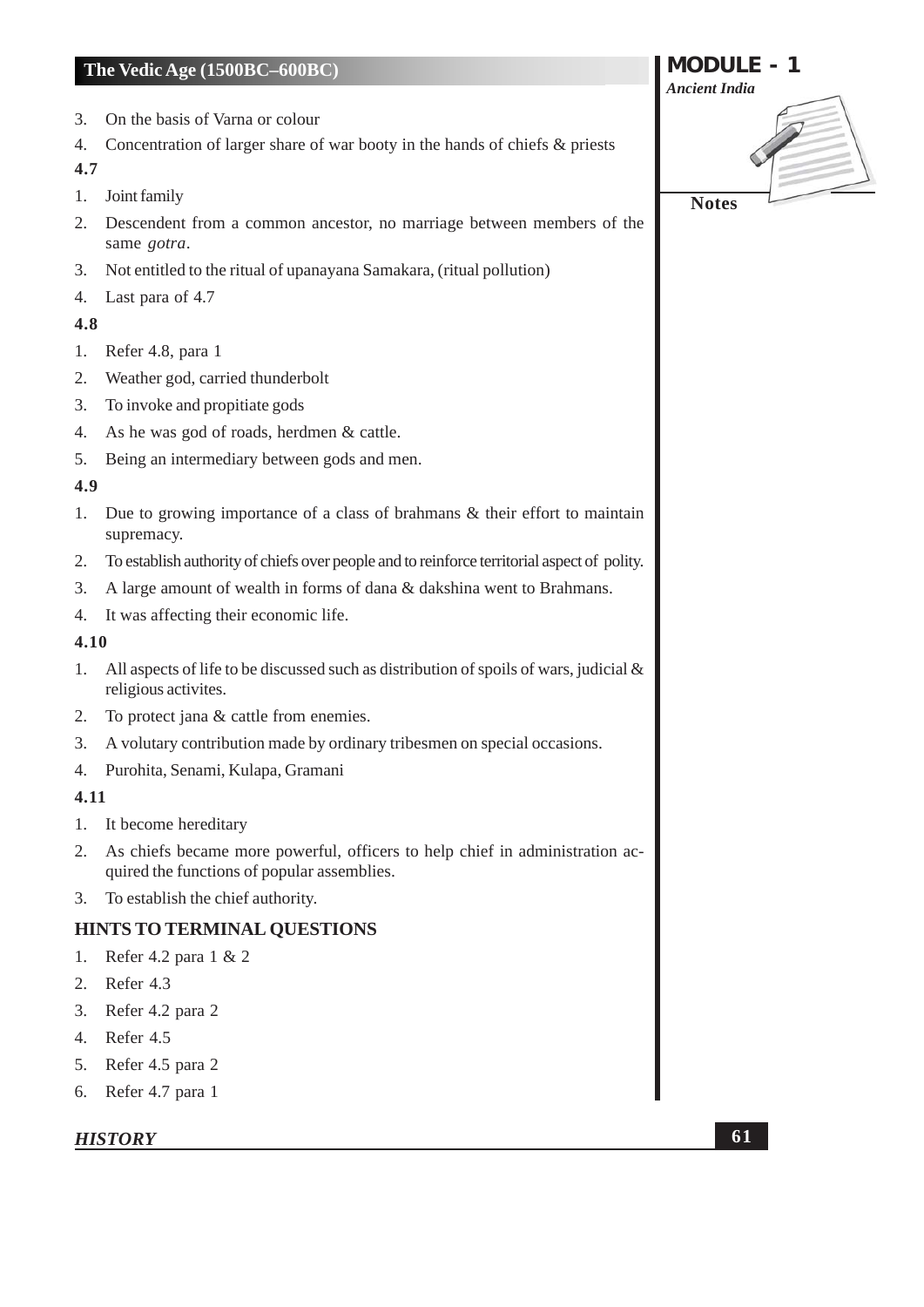3. On the basis of Varna or colour
4. Concentration of larger share of war booty in the hands of chiefs & priests

**4.7**

1. Joint family
2. Descendent from a common ancestor, no marriage between members of the same *gotra*.
3. Not entitled to the ritual of upanayana Samakara, (ritual pollution)
4. Last para of 4.7

**4.8**

1. Refer 4.8, para 1
2. Weather god, carried thunderbolt
3. To invoke and propitiate gods
4. As he was god of roads, herdmen & cattle.
5. Being an intermediary between gods and men.

**4.9**

1. Due to growing importance of a class of brahmans & their effort to maintain supremacy.
2. To establish authority of chiefs over people and to reinforce territorial aspect of polity.
3. A large amount of wealth in forms of dana & dakshina went to Brahmans.
4. It was affecting their economic life.

**4.10**

1. All aspects of life to be discussed such as distribution of spoils of wars, judicial & religious activites.
2. To protect jana & cattle from enemies.
3. A volutary contribution made by ordinary tribesmen on special occasions.
4. Purohita, Senami, Kulapa, Gramani

**4.11**

1. It become hereditary
2. As chiefs became more powerful, officers to help chief in administration acquired the functions of popular assemblies.
3. To establish the chief authority.

## HINTS TO TERMINAL QUESTIONS

1. Refer 4.2 para 1 & 2
2. Refer 4.3
3. Refer 4.2 para 2
4. Refer 4.5
5. Refer 4.5 para 2
6. Refer 4.7 para 1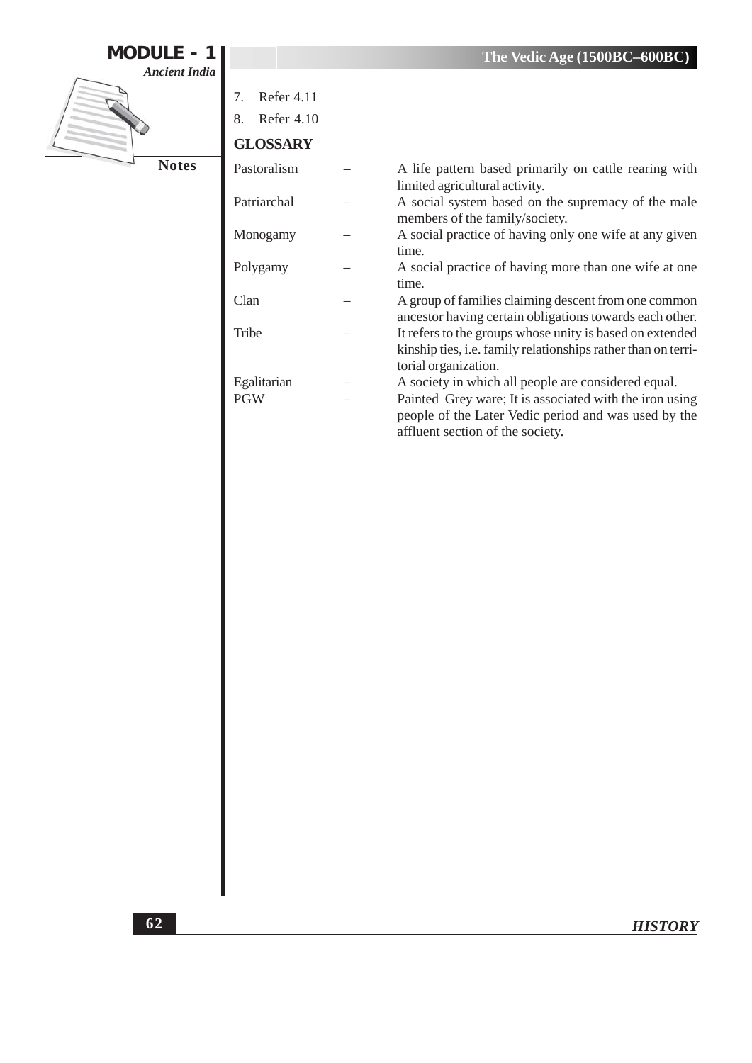7. Refer 4.11
8. Refer 4.10

## GLOSSARY

| | | |
|---|---|---|
| Pastoralism | – | A life pattern based primarily on cattle rearing with limited agricultural activity. |
| Patriarchal | – | A social system based on the supremacy of the male members of the family/society. |
| Monogamy | – | A social practice of having only one wife at any given time. |
| Polygamy | – | A social practice of having more than one wife at one time. |
| Clan | – | A group of families claiming descent from one common ancestor having certain obligations towards each other. |
| Tribe | – | It refers to the groups whose unity is based on extended kinship ties, i.e. family relationships rather than on territorial organization. |
| Egalitarian | – | A society in which all people are considered equal. |
| PGW | – | Painted Grey ware; It is associated with the iron using people of the Later Vedic period and was used by the affluent section of the society. |